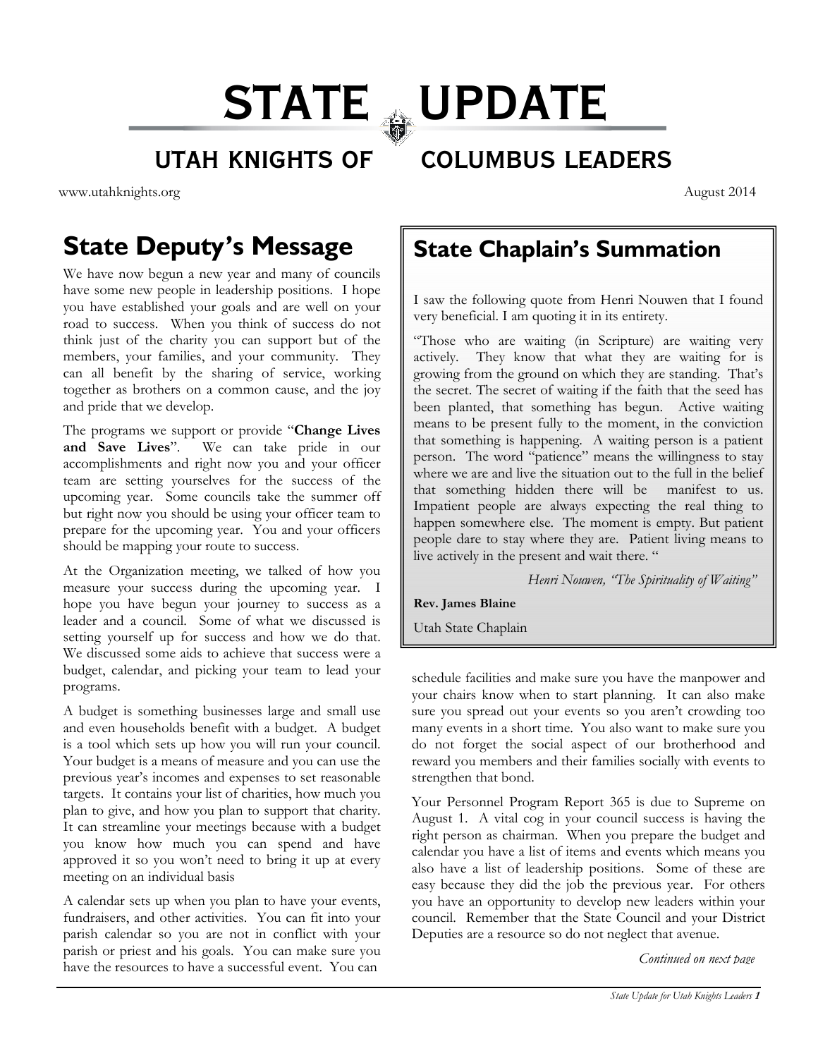# STATE UPDATE

## UTAH KNIGHTS OF COLUMBUS LEADERS

www.utahknights.org

August 2014

## State Deputy's Message

We have now begun a new year and many of councils have some new people in leadership positions. I hope you have established your goals and are well on your road to success. When you think of success do not think just of the charity you can support but of the members, your families, and your community. They can all benefit by the sharing of service, working together as brothers on a common cause, and the joy and pride that we develop.

The programs we support or provide "**Change Lives and Save Lives**". We can take pride in our accomplishments and right now you and your officer team are setting yourselves for the success of the upcoming year. Some councils take the summer off but right now you should be using your officer team to prepare for the upcoming year. You and your officers should be mapping your route to success.

At the Organization meeting, we talked of how you measure your success during the upcoming year. I hope you have begun your journey to success as a leader and a council. Some of what we discussed is setting yourself up for success and how we do that. We discussed some aids to achieve that success were a budget, calendar, and picking your team to lead your programs.

A budget is something businesses large and small use and even households benefit with a budget. A budget is a tool which sets up how you will run your council. Your budget is a means of measure and you can use the previous year's incomes and expenses to set reasonable targets. It contains your list of charities, how much you plan to give, and how you plan to support that charity. It can streamline your meetings because with a budget you know how much you can spend and have approved it so you won't need to bring it up at every meeting on an individual basis

A calendar sets up when you plan to have your events, fundraisers, and other activities. You can fit into your parish calendar so you are not in conflict with your parish or priest and his goals. You can make sure you have the resources to have a successful event. You can schedule facilities and make sure you have the manpower and your chairs know when to start planning. It can also make sure you spread out your events so you aren't crowding too many events in a short time. You also want to make sure you do not forget the social aspect of our brotherhood and reward you members and their families socially with events to strengthen that bond.

Your Personnel Program Report 365 is due to Supreme on August 1. A vital cog in your council success is having the right person as chairman. When you prepare the budget and calendar you have a list of items and events which means you also have a list of leadership positions. Some of these are easy because they did the job the previous year. For others you have an opportunity to develop new leaders within your council. Remember that the State Council and your District Deputies are a resource so do not neglect that avenue.

*Continued on next page*

## State Chaplain's Summation

I saw the following quote from Henri Nouwen that I found very beneficial. I am quoting it in its entirety.

"Those who are waiting (in Scripture) are waiting very actively. They know that what they are waiting for is growing from the ground on which they are standing. That's the secret. The secret of waiting if the faith that the seed has been planted, that something has begun. Active waiting means to be present fully to the moment, in the conviction that something is happening. A waiting person is a patient person. The word "patience" means the willingness to stay where we are and live the situation out to the full in the belief that something hidden there will be manifest to us. Impatient people are always expecting the real thing to happen somewhere else. The moment is empty. But patient people dare to stay where they are. Patient living means to live actively in the present and wait there. "

*Henri Nouwen, "The Spirituality of Waiting"*

**Rev. James Blaine**

Utah State Chaplain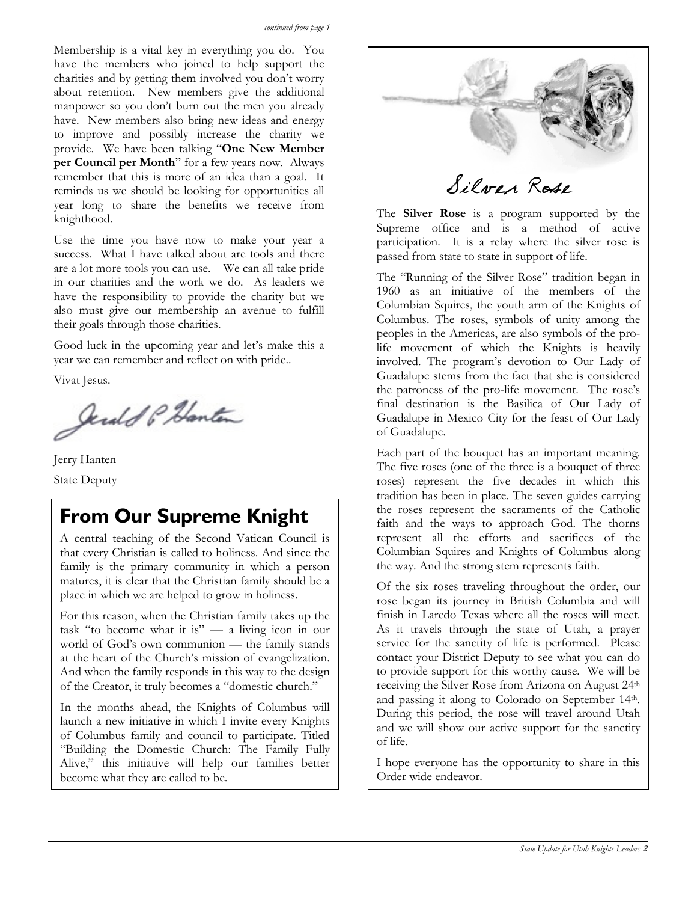*continued from page 1*

Membership is a vital key in everything you do. You have the members who joined to help support the charities and by getting them involved you don't worry about retention. New members give the additional manpower so you don't burn out the men you already have. New members also bring new ideas and energy to improve and possibly increase the charity we provide. We have been talking "**One New Member per Council per Month**" for a few years now. Always remember that this is more of an idea than a goal. It reminds us we should be looking for opportunities all year long to share the benefits we receive from knighthood.

Use the time you have now to make your year a success. What I have talked about are tools and there are a lot more tools you can use. We can all take pride in our charities and the work we do. As leaders we have the responsibility to provide the charity but we also must give our membership an avenue to fulfill their goals through those charities.

Good luck in the upcoming year and let's make this a year we can remember and reflect on with pride..

Vivat Jesus.

Jerry Hanten

State Deputy

## From Our Supreme Knight

A central teaching of the Second Vatican Council is that every Christian is called to holiness. And since the family is the primary community in which a person matures, it is clear that the Christian family should be a place in which we are helped to grow in holiness.

For this reason, when the Christian family takes up the task "to become what it is" — a living icon in our world of God's own communion — the family stands at the heart of the Church's mission of evangelization. And when the family responds in this way to the design of the Creator, it truly becomes a "domestic church."

In the months ahead, the Knights of Columbus will launch a new initiative in which I invite every Knights of Columbus family and council to participate. Titled "Building the Domestic Church: The Family Fully Alive," this initiative will help our families better become what they are called to be.

## Silver Rose

The **Silver Rose** is a program supported by the Supreme office and is a method of active participation. It is a relay where the silver rose is passed from state to state in support of life.

The "Running of the Silver Rose" tradition began in 1960 as an initiative of the members of the Columbian Squires, the youth arm of the Knights of Columbus. The roses, symbols of unity among the peoples in the Americas, are also symbols of the pro-life movement of which the Knights is heavily involved. The program's devotion to Our Lady of Guadalupe stems from the fact that she is considered the patroness of the pro-life movement. The rose's final destination is the Basilica of Our Lady of Guadalupe in Mexico City for the feast of Our Lady of Guadalupe.

Each part of the bouquet has an important meaning. The five roses (one of the three is a bouquet of three roses) represent the five decades in which this tradition has been in place. The seven guides carrying the roses represent the sacraments of the Catholic faith and the ways to approach God. The thorns represent all the efforts and sacrifices of the Columbian Squires and Knights of Columbus along the way. And the strong stem represents faith.

Of the six roses traveling throughout the order, our rose began its journey in British Columbia and will finish in Laredo Texas where all the roses will meet. As it travels through the state of Utah, a prayer service for the sanctity of life is performed. Please contact your District Deputy to see what you can do to provide support for this worthy cause. We will be receiving the Silver Rose from Arizona on August 24th and passing it along to Colorado on September 14th. During this period, the rose will travel around Utah and we will show our active support for the sanctity of life.

I hope everyone has the opportunity to share in this Order wide endeavor.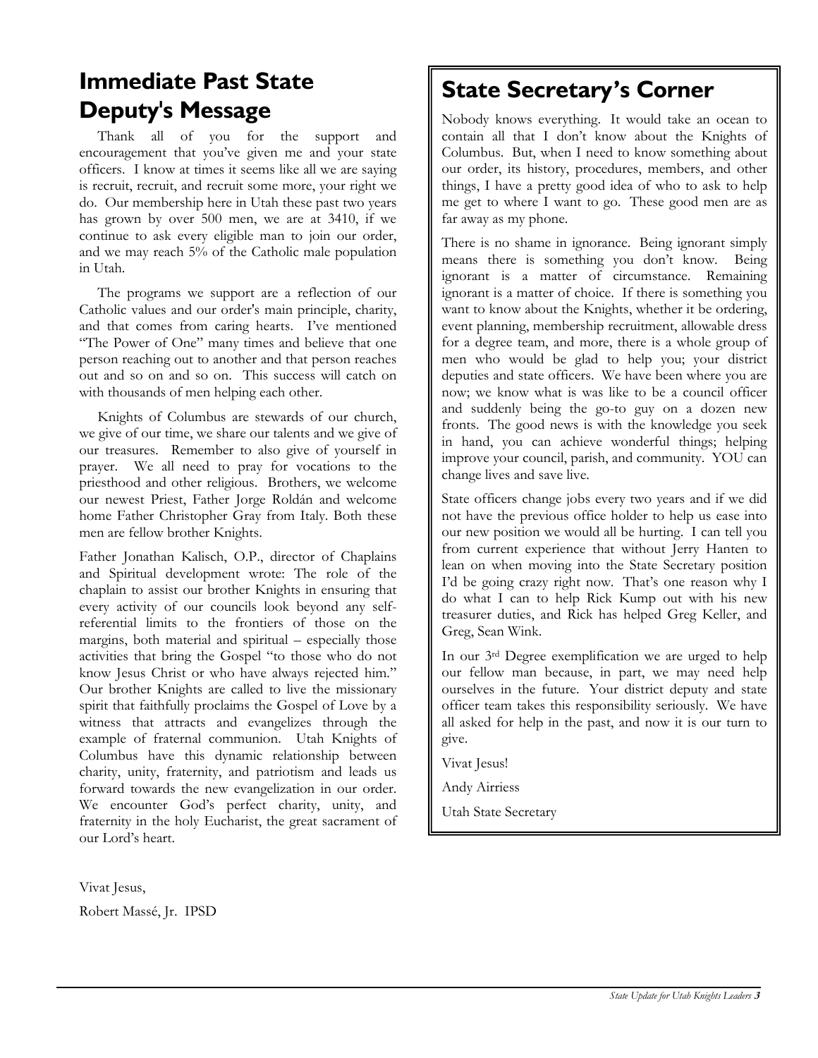# Immediate Past State Deputy's Message

Thank all of you for the support and encouragement that you've given me and your state officers. I know at times it seems like all we are saying is recruit, recruit, and recruit some more, your right we do. Our membership here in Utah these past two years has grown by over 500 men, we are at 3410, if we continue to ask every eligible man to join our order, and we may reach 5% of the Catholic male population in Utah.

The programs we support are a reflection of our Catholic values and our order's main principle, charity, and that comes from caring hearts. I've mentioned "The Power of One" many times and believe that one person reaching out to another and that person reaches out and so on and so on. This success will catch on with thousands of men helping each other.

Knights of Columbus are stewards of our church, we give of our time, we share our talents and we give of our treasures. Remember to also give of yourself in prayer. We all need to pray for vocations to the priesthood and other religious. Brothers, we welcome our newest Priest, Father Jorge Roldán and welcome home Father Christopher Gray from Italy. Both these men are fellow brother Knights.

Father Jonathan Kalisch, O.P., director of Chaplains and Spiritual development wrote: The role of the chaplain to assist our brother Knights in ensuring that every activity of our councils look beyond any self-referential limits to the frontiers of those on the margins, both material and spiritual – especially those activities that bring the Gospel "to those who do not know Jesus Christ or who have always rejected him." Our brother Knights are called to live the missionary spirit that faithfully proclaims the Gospel of Love by a witness that attracts and evangelizes through the example of fraternal communion. Utah Knights of Columbus have this dynamic relationship between charity, unity, fraternity, and patriotism and leads us forward towards the new evangelization in our order. We encounter God's perfect charity, unity, and fraternity in the holy Eucharist, the great sacrament of our Lord's heart.

Vivat Jesus,

Robert Massé, Jr. IPSD

# State Secretary's Corner

Nobody knows everything. It would take an ocean to contain all that I don't know about the Knights of Columbus. But, when I need to know something about our order, its history, procedures, members, and other things, I have a pretty good idea of who to ask to help me get to where I want to go. These good men are as far away as my phone.

There is no shame in ignorance. Being ignorant simply means there is something you don't know. Being ignorant is a matter of circumstance. Remaining ignorant is a matter of choice. If there is something you want to know about the Knights, whether it be ordering, event planning, membership recruitment, allowable dress for a degree team, and more, there is a whole group of men who would be glad to help you; your district deputies and state officers. We have been where you are now; we know what is was like to be a council officer and suddenly being the go-to guy on a dozen new fronts. The good news is with the knowledge you seek in hand, you can achieve wonderful things; helping improve your council, parish, and community. YOU can change lives and save live.

State officers change jobs every two years and if we did not have the previous office holder to help us ease into our new position we would all be hurting. I can tell you from current experience that without Jerry Hanten to lean on when moving into the State Secretary position I'd be going crazy right now. That's one reason why I do what I can to help Rick Kump out with his new treasurer duties, and Rick has helped Greg Keller, and Greg, Sean Wink.

In our 3rd Degree exemplification we are urged to help our fellow man because, in part, we may need help ourselves in the future. Your district deputy and state officer team takes this responsibility seriously. We have all asked for help in the past, and now it is our turn to give.

Vivat Jesus!

Andy Airriess

Utah State Secretary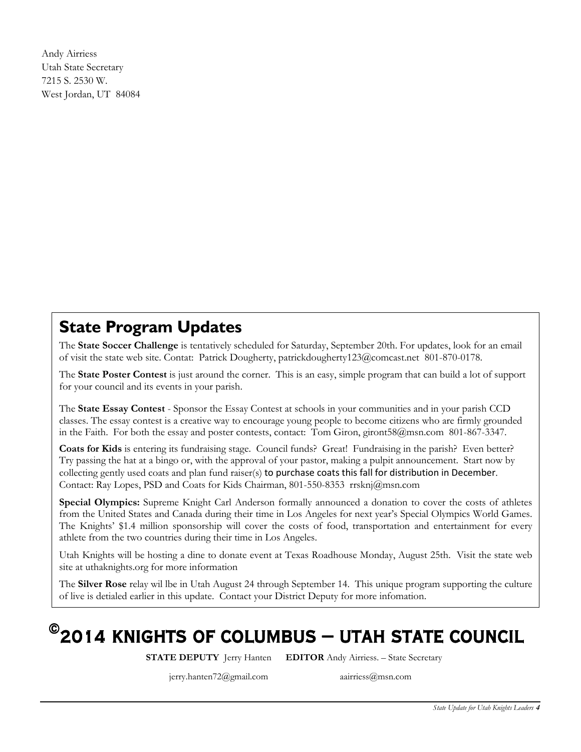Andy Airriess
Utah State Secretary
7215 S. 2530 W.
West Jordan, UT  84084

## State Program Updates

The **State Soccer Challenge** is tentatively scheduled for Saturday, September 20th. For updates, look for an email of visit the state web site. Contat:  Patrick Dougherty, patrickdougherty123@comcast.net  801-870-0178.

The **State Poster Contest** is just around the corner.  This is an easy, simple program that can build a lot of support for your council and its events in your parish.

The **State Essay Contest** - Sponsor the Essay Contest at schools in your communities and in your parish CCD classes. The essay contest is a creative way to encourage young people to become citizens who are firmly grounded in the Faith.  For both the essay and poster contests, contact:  Tom Giron, giront58@msn.com  801-867-3347.

**Coats for Kids** is entering its fundraising stage.  Council funds?  Great!  Fundraising in the parish?  Even better?  Try passing the hat at a bingo or, with the approval of your pastor, making a pulpit announcement.  Start now by collecting gently used coats and plan fund raiser(s) to purchase coats this fall for distribution in December. Contact: Ray Lopes, PSD and Coats for Kids Chairman, 801-550-8353  rrsknj@msn.com

**Special Olympics:** Supreme Knight Carl Anderson formally announced a donation to cover the costs of athletes from the United States and Canada during their time in Los Angeles for next year's Special Olympics World Games. The Knights' $1.4 million sponsorship will cover the costs of food, transportation and entertainment for every athlete from the two countries during their time in Los Angeles.

Utah Knights will be hosting a dine to donate event at Texas Roadhouse Monday, August 25th.  Visit the state web site at uthaknights.org for more information

The **Silver Rose** relay wil lbe in Utah August 24 through September 14.  This unique program supporting the culture of live is detialed earlier in this update.  Contact your District Deputy for more infomation.

# ©2014 KNIGHTS OF COLUMBUS – UTAH STATE COUNCIL

**STATE DEPUTY** Jerry Hanten  **EDITOR** Andy Airriess. – State Secretary

jerry.hanten72@gmail.com  aairriess@msn.com